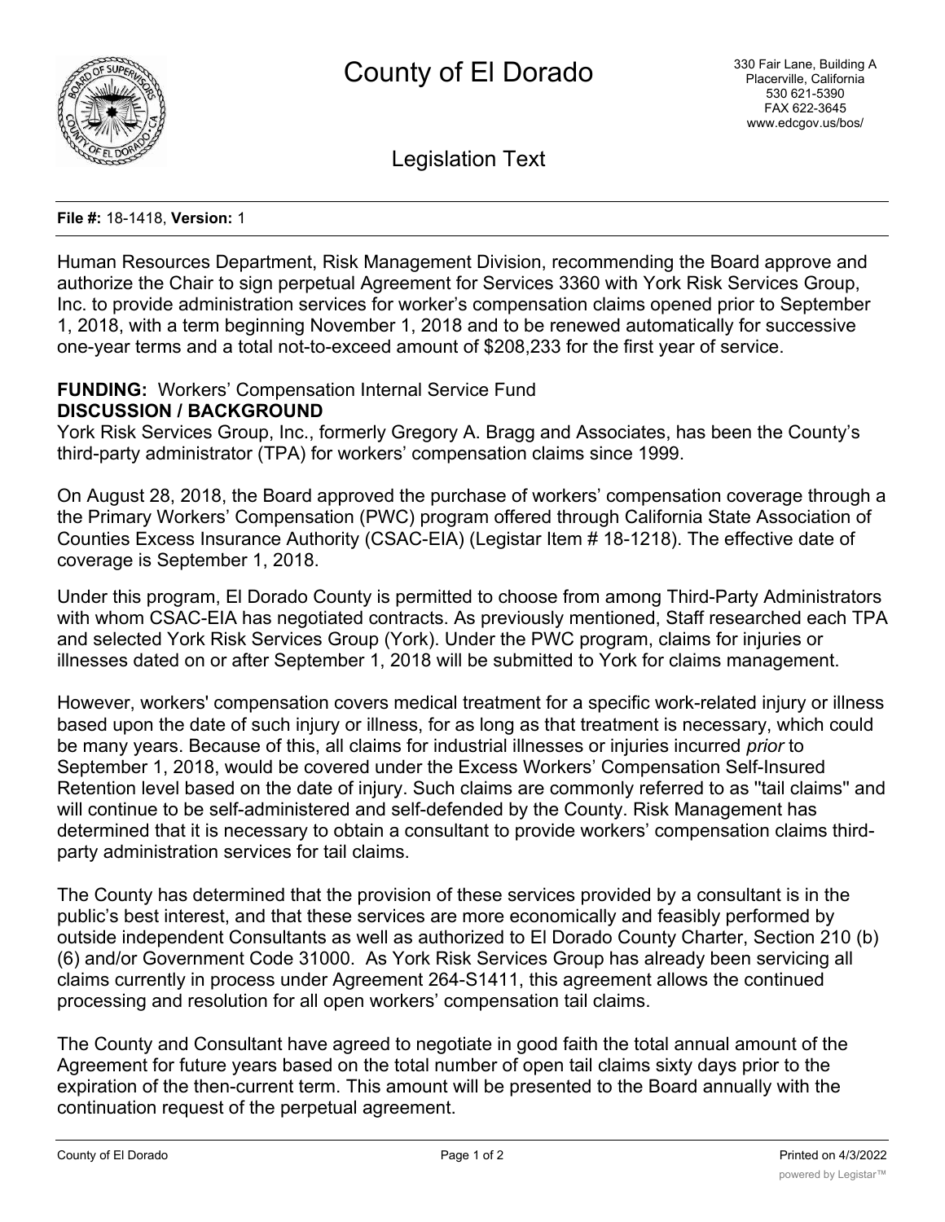# County of El Dorado

330 Fair Lane, Building A
Placerville, California
530 621-5390
FAX 622-3645
www.edcgov.us/bos/

## Legislation Text

**File #:** 18-1418, **Version:** 1

Human Resources Department, Risk Management Division, recommending the Board approve and authorize the Chair to sign perpetual Agreement for Services 3360 with York Risk Services Group, Inc. to provide administration services for worker's compensation claims opened prior to September 1, 2018, with a term beginning November 1, 2018 and to be renewed automatically for successive one-year terms and a total not-to-exceed amount of $208,233 for the first year of service.

**FUNDING:** Workers' Compensation Internal Service Fund
**DISCUSSION / BACKGROUND**
York Risk Services Group, Inc., formerly Gregory A. Bragg and Associates, has been the County's third-party administrator (TPA) for workers' compensation claims since 1999.

On August 28, 2018, the Board approved the purchase of workers' compensation coverage through a the Primary Workers' Compensation (PWC) program offered through California State Association of Counties Excess Insurance Authority (CSAC-EIA) (Legistar Item # 18-1218). The effective date of coverage is September 1, 2018.

Under this program, El Dorado County is permitted to choose from among Third-Party Administrators with whom CSAC-EIA has negotiated contracts. As previously mentioned, Staff researched each TPA and selected York Risk Services Group (York). Under the PWC program, claims for injuries or illnesses dated on or after September 1, 2018 will be submitted to York for claims management.

However, workers' compensation covers medical treatment for a specific work-related injury or illness based upon the date of such injury or illness, for as long as that treatment is necessary, which could be many years. Because of this, all claims for industrial illnesses or injuries incurred *prior* to September 1, 2018, would be covered under the Excess Workers' Compensation Self-Insured Retention level based on the date of injury. Such claims are commonly referred to as "tail claims" and will continue to be self-administered and self-defended by the County. Risk Management has determined that it is necessary to obtain a consultant to provide workers' compensation claims third-party administration services for tail claims.

The County has determined that the provision of these services provided by a consultant is in the public's best interest, and that these services are more economically and feasibly performed by outside independent Consultants as well as authorized to El Dorado County Charter, Section 210 (b) (6) and/or Government Code 31000. As York Risk Services Group has already been servicing all claims currently in process under Agreement 264-S1411, this agreement allows the continued processing and resolution for all open workers' compensation tail claims.

The County and Consultant have agreed to negotiate in good faith the total annual amount of the Agreement for future years based on the total number of open tail claims sixty days prior to the expiration of the then-current term. This amount will be presented to the Board annually with the continuation request of the perpetual agreement.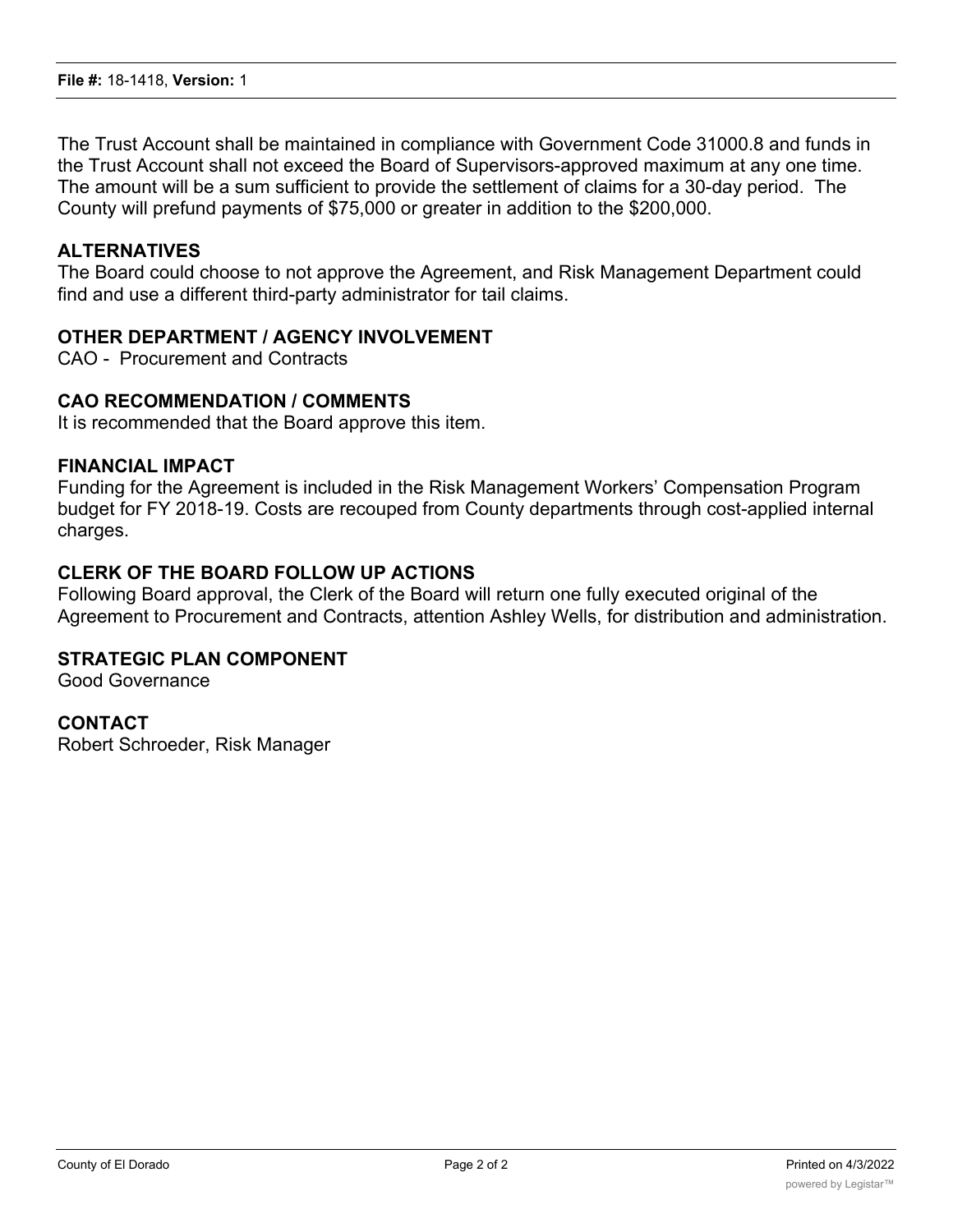The Trust Account shall be maintained in compliance with Government Code 31000.8 and funds in the Trust Account shall not exceed the Board of Supervisors-approved maximum at any one time. The amount will be a sum sufficient to provide the settlement of claims for a 30-day period. The County will prefund payments of $75,000 or greater in addition to the $200,000.

## ALTERNATIVES

The Board could choose to not approve the Agreement, and Risk Management Department could find and use a different third-party administrator for tail claims.

## OTHER DEPARTMENT / AGENCY INVOLVEMENT

CAO - Procurement and Contracts

## CAO RECOMMENDATION / COMMENTS

It is recommended that the Board approve this item.

## FINANCIAL IMPACT

Funding for the Agreement is included in the Risk Management Workers' Compensation Program budget for FY 2018-19. Costs are recouped from County departments through cost-applied internal charges.

## CLERK OF THE BOARD FOLLOW UP ACTIONS

Following Board approval, the Clerk of the Board will return one fully executed original of the Agreement to Procurement and Contracts, attention Ashley Wells, for distribution and administration.

## STRATEGIC PLAN COMPONENT

Good Governance

## CONTACT

Robert Schroeder, Risk Manager